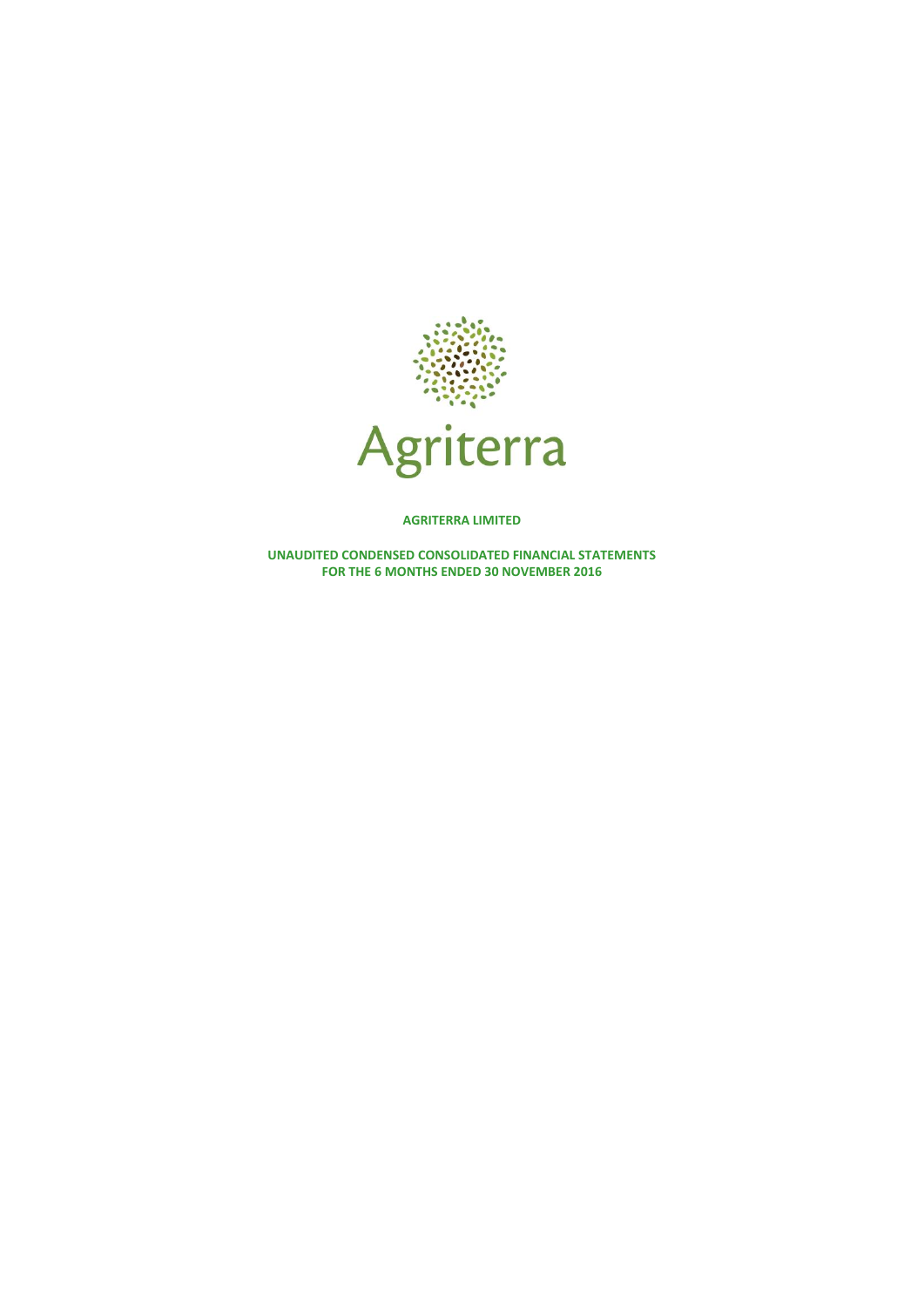Agriterra

**AGRITERRA LIMITED**

**UNAUDITED CONDENSED CONSOLIDATED FINANCIAL STATEMENTS**
**FOR THE 6 MONTHS ENDED 30 NOVEMBER 2016**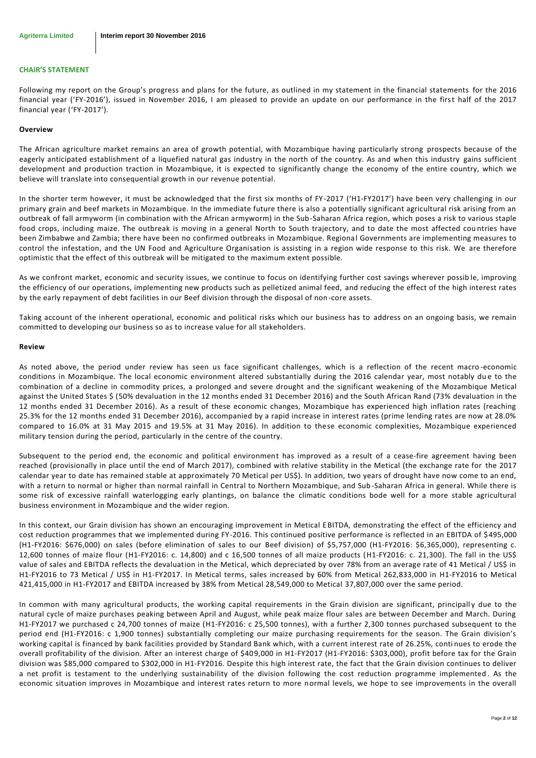## CHAIR'S STATEMENT

Following my report on the Group's progress and plans for the future, as outlined in my statement in the financial statements for the 2016 financial year ('FY-2016'), issued in November 2016, I am pleased to provide an update on our performance in the first half of the 2017 financial year ('FY-2017').

### Overview

The African agriculture market remains an area of growth potential, with Mozambique having particularly strong prospects because of the eagerly anticipated establishment of a liquefied natural gas industry in the north of the country. As and when this industry gains sufficient development and production traction in Mozambique, it is expected to significantly change the economy of the entire country, which we believe will translate into consequential growth in our revenue potential.

In the shorter term however, it must be acknowledged that the first six months of FY-2017 ('H1-FY2017') have been very challenging in our primary grain and beef markets in Mozambique. In the immediate future there is also a potentially significant agricultural risk arising from an outbreak of fall armyworm (in combination with the African armyworm) in the Sub-Saharan Africa region, which poses a risk to various staple food crops, including maize. The outbreak is moving in a general North to South trajectory, and to date the most affected countries have been Zimbabwe and Zambia; there have been no confirmed outbreaks in Mozambique. Regional Governments are implementing measures to control the infestation, and the UN Food and Agriculture Organisation is assisting in a region wide response to this risk. We are therefore optimistic that the effect of this outbreak will be mitigated to the maximum extent possible.

As we confront market, economic and security issues, we continue to focus on identifying further cost savings wherever possible, improving the efficiency of our operations, implementing new products such as pelletized animal feed, and reducing the effect of the high interest rates by the early repayment of debt facilities in our Beef division through the disposal of non-core assets.

Taking account of the inherent operational, economic and political risks which our business has to address on an ongoing basis, we remain committed to developing our business so as to increase value for all stakeholders.

### Review

As noted above, the period under review has seen us face significant challenges, which is a reflection of the recent macro-economic conditions in Mozambique. The local economic environment altered substantially during the 2016 calendar year, most notably due to the combination of a decline in commodity prices, a prolonged and severe drought and the significant weakening of the Mozambique Metical against the United States $ (50% devaluation in the 12 months ended 31 December 2016) and the South African Rand (73% devaluation in the 12 months ended 31 December 2016). As a result of these economic changes, Mozambique has experienced high inflation rates (reaching 25.3% for the 12 months ended 31 December 2016), accompanied by a rapid increase in interest rates (prime lending rates are now at 28.0% compared to 16.0% at 31 May 2015 and 19.5% at 31 May 2016). In addition to these economic complexities, Mozambique experienced military tension during the period, particularly in the centre of the country.

Subsequent to the period end, the economic and political environment has improved as a result of a cease-fire agreement having been reached (provisionally in place until the end of March 2017), combined with relative stability in the Metical (the exchange rate for the 2017 calendar year to date has remained stable at approximately 70 Metical per US$). In addition, two years of drought have now come to an end, with a return to normal or higher than normal rainfall in Central to Northern Mozambique, and Sub-Saharan Africa in general. While there is some risk of excessive rainfall waterlogging early plantings, on balance the climatic conditions bode well for a more stable agricultural business environment in Mozambique and the wider region.

In this context, our Grain division has shown an encouraging improvement in Metical EBITDA, demonstrating the effect of the efficiency and cost reduction programmes that we implemented during FY-2016. This continued positive performance is reflected in an EBITDA of $495,000 (H1-FY2016: $676,000) on sales (before elimination of sales to our Beef division) of $5,757,000 (H1-FY2016: $6,365,000), representing c. 12,600 tonnes of maize flour (H1-FY2016: c. 14,800) and c 16,500 tonnes of all maize products (H1-FY2016: c. 21,300). The fall in the US$ value of sales and EBITDA reflects the devaluation in the Metical, which depreciated by over 78% from an average rate of 41 Metical / US$ in H1-FY2016 to 73 Metical / US$ in H1-FY2017. In Metical terms, sales increased by 60% from Metical 262,833,000 in H1-FY2016 to Metical 421,415,000 in H1-FY2017 and EBITDA increased by 38% from Metical 28,549,000 to Metical 37,807,000 over the same period.

In common with many agricultural products, the working capital requirements in the Grain division are significant, principally due to the natural cycle of maize purchases peaking between April and August, while peak maize flour sales are between December and March. During H1-FY2017 we purchased c 24,700 tonnes of maize (H1-FY2016: c 25,500 tonnes), with a further 2,300 tonnes purchased subsequent to the period end (H1-FY2016: c 1,900 tonnes) substantially completing our maize purchasing requirements for the season. The Grain division's working capital is financed by bank facilities provided by Standard Bank which, with a current interest rate of 26.25%, continues to erode the overall profitability of the division. After an interest charge of $409,000 in H1-FY2017 (H1-FY2016: $303,000), profit before tax for the Grain division was $85,000 compared to $302,000 in H1-FY2016. Despite this high interest rate, the fact that the Grain division continues to deliver a net profit is testament to the underlying sustainability of the division following the cost reduction programme implemented. As the economic situation improves in Mozambique and interest rates return to more normal levels, we hope to see improvements in the overall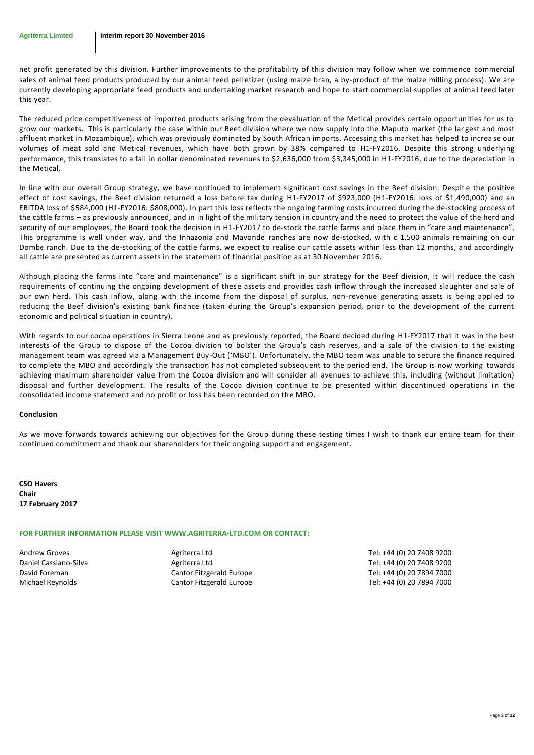net profit generated by this division. Further improvements to the profitability of this division may follow when we commence commercial sales of animal feed products produced by our animal feed pelletizer (using maize bran, a by-product of the maize milling process). We are currently developing appropriate feed products and undertaking market research and hope to start commercial supplies of animal feed later this year.

The reduced price competitiveness of imported products arising from the devaluation of the Metical provides certain opportunities for us to grow our markets. This is particularly the case within our Beef division where we now supply into the Maputo market (the largest and most affluent market in Mozambique), which was previously dominated by South African imports. Accessing this market has helped to increase our volumes of meat sold and Metical revenues, which have both grown by 38% compared to H1-FY2016. Despite this strong underlying performance, this translates to a fall in dollar denominated revenues to $2,636,000 from $3,345,000 in H1-FY2016, due to the depreciation in the Metical.

In line with our overall Group strategy, we have continued to implement significant cost savings in the Beef division. Despite the positive effect of cost savings, the Beef division returned a loss before tax during H1-FY2017 of $923,000 (H1-FY2016: loss of $1,490,000) and an EBITDA loss of $584,000 (H1-FY2016: $808,000). In part this loss reflects the ongoing farming costs incurred during the de-stocking process of the cattle farms – as previously announced, and in in light of the military tension in country and the need to protect the value of the herd and security of our employees, the Board took the decision in H1-FY2017 to de-stock the cattle farms and place them in "care and maintenance". This programme is well under way, and the Inhazonia and Mavonde ranches are now de-stocked, with c 1,500 animals remaining on our Dombe ranch. Due to the de-stocking of the cattle farms, we expect to realise our cattle assets within less than 12 months, and accordingly all cattle are presented as current assets in the statement of financial position as at 30 November 2016.

Although placing the farms into "care and maintenance" is a significant shift in our strategy for the Beef division, it will reduce the cash requirements of continuing the ongoing development of these assets and provides cash inflow through the increased slaughter and sale of our own herd. This cash inflow, along with the income from the disposal of surplus, non-revenue generating assets is being applied to reducing the Beef division's existing bank finance (taken during the Group's expansion period, prior to the development of the current economic and political situation in country).

With regards to our cocoa operations in Sierra Leone and as previously reported, the Board decided during H1-FY2017 that it was in the best interests of the Group to dispose of the Cocoa division to bolster the Group's cash reserves, and a sale of the division to the existing management team was agreed via a Management Buy-Out ('MBO'). Unfortunately, the MBO team was unable to secure the finance required to complete the MBO and accordingly the transaction has not completed subsequent to the period end. The Group is now working towards achieving maximum shareholder value from the Cocoa division and will consider all avenues to achieve this, including (without limitation) disposal and further development. The results of the Cocoa division continue to be presented within discontinued operations in the consolidated income statement and no profit or loss has been recorded on the MBO.

**Conclusion**

As we move forwards towards achieving our objectives for the Group during these testing times I wish to thank our entire team for their continued commitment and thank our shareholders for their ongoing support and engagement.

**CSO Havers**
**Chair**
**17 February 2017**

**FOR FURTHER INFORMATION PLEASE VISIT WWW.AGRITERRA-LTD.COM OR CONTACT:**

| | | |
|---|---|---|
| Andrew Groves | Agriterra Ltd | Tel: +44 (0) 20 7408 9200 |
| Daniel Cassiano-Silva | Agriterra Ltd | Tel: +44 (0) 20 7408 9200 |
| David Foreman | Cantor Fitzgerald Europe | Tel: +44 (0) 20 7894 7000 |
| Michael Reynolds | Cantor Fitzgerald Europe | Tel: +44 (0) 20 7894 7000 |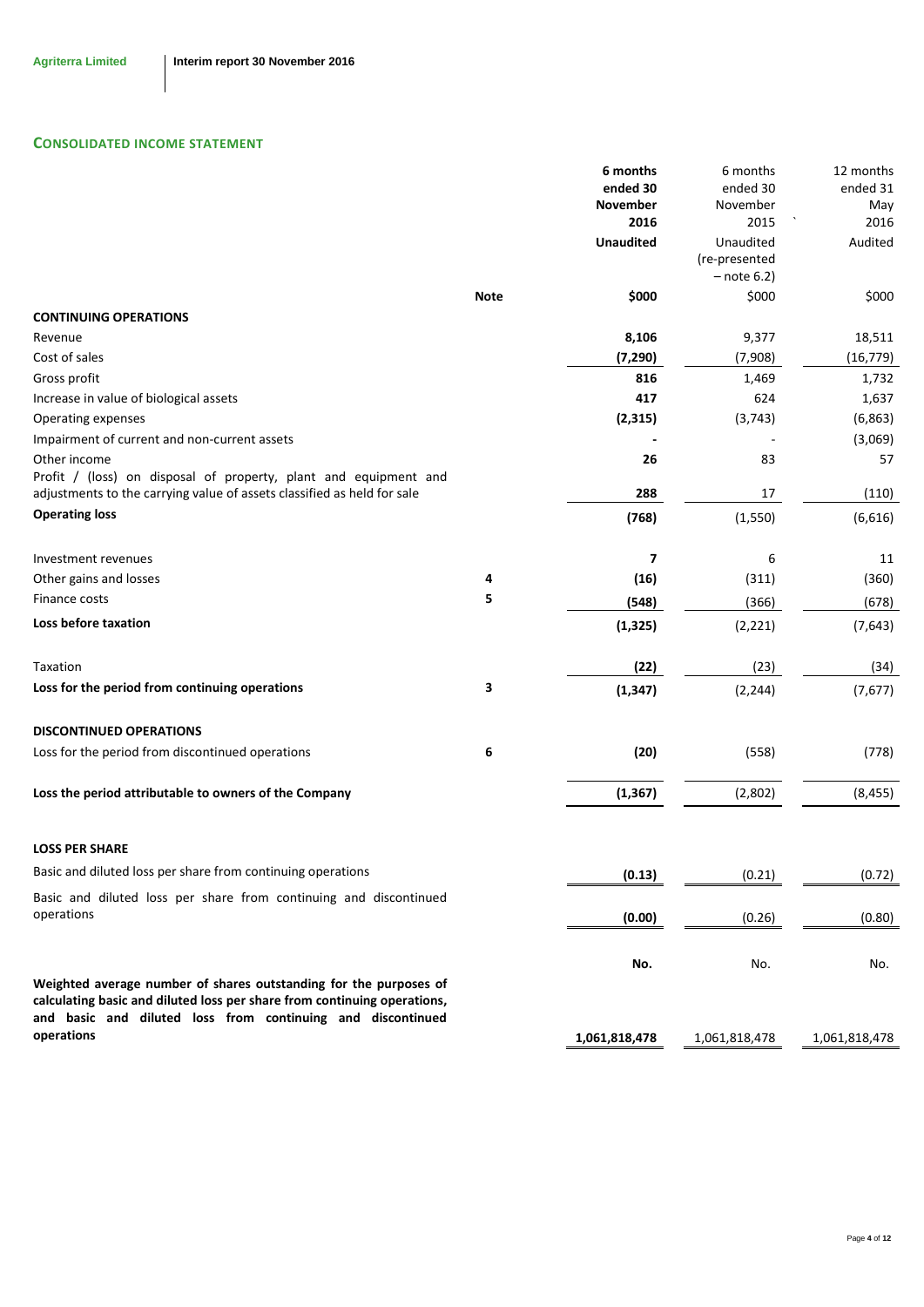## CONSOLIDATED INCOME STATEMENT

| | Note | 6 months ended 30 November 2016 | 6 months ended 30 November 2015 | 12 months ended 31 May 2016 |
|---|---|---|---|---|
| | | **Unaudited** | Unaudited (re-presented – note 6.2) | Audited |
| | | **\$000** | \$000 | \$000 |
| **CONTINUING OPERATIONS** | | | | |
| Revenue | | **8,106** | 9,377 | 18,511 |
| Cost of sales | | **(7,290)** | (7,908) | (16,779) |
| Gross profit | | **816** | 1,469 | 1,732 |
| Increase in value of biological assets | | **417** | 624 | 1,637 |
| Operating expenses | | **(2,315)** | (3,743) | (6,863) |
| Impairment of current and non-current assets | | **-** | - | (3,069) |
| Other income | | **26** | 83 | 57 |
| Profit / (loss) on disposal of property, plant and equipment and adjustments to the carrying value of assets classified as held for sale | | **288** | 17 | (110) |
| **Operating loss** | | **(768)** | (1,550) | (6,616) |
| Investment revenues | | **7** | 6 | 11 |
| Other gains and losses | 4 | **(16)** | (311) | (360) |
| Finance costs | 5 | **(548)** | (366) | (678) |
| **Loss before taxation** | | **(1,325)** | (2,221) | (7,643) |
| Taxation | | **(22)** | (23) | (34) |
| **Loss for the period from continuing operations** | 3 | **(1,347)** | (2,244) | (7,677) |
| **DISCONTINUED OPERATIONS** | | | | |
| Loss for the period from discontinued operations | 6 | **(20)** | (558) | (778) |
| **Loss the period attributable to owners of the Company** | | **(1,367)** | (2,802) | (8,455) |
| **LOSS PER SHARE** | | | | |
| Basic and diluted loss per share from continuing operations | | **(0.13)** | (0.21) | (0.72) |
| Basic and diluted loss per share from continuing and discontinued operations | | **(0.00)** | (0.26) | (0.80) |
| | | **No.** | No. | No. |
| **Weighted average number of shares outstanding for the purposes of calculating basic and diluted loss per share from continuing operations, and basic and diluted loss from continuing and discontinued operations** | | **1,061,818,478** | 1,061,818,478 | 1,061,818,478 |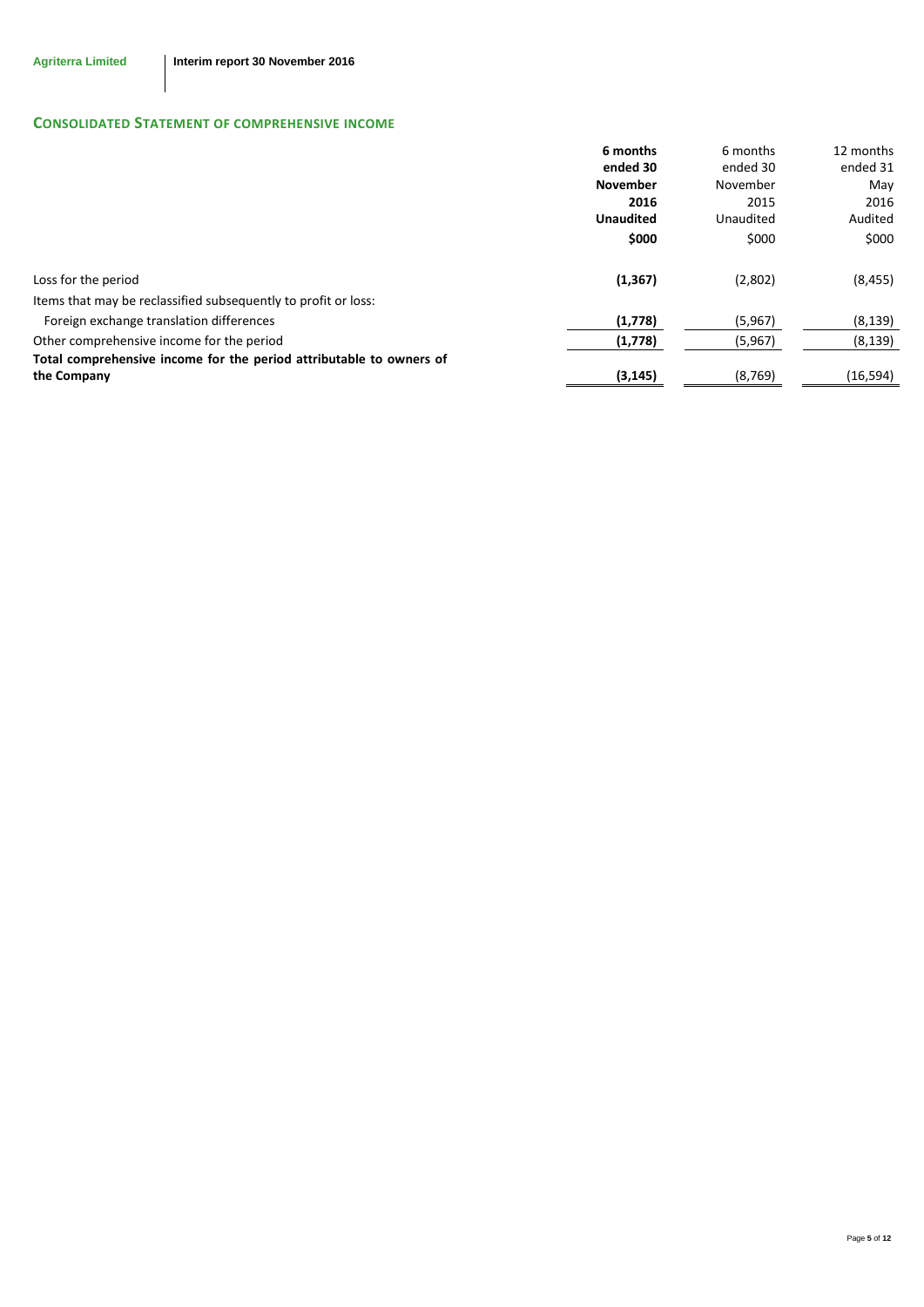## CONSOLIDATED STATEMENT OF COMPREHENSIVE INCOME

| | **6 months ended 30 November 2016 Unaudited $000** | 6 months ended 30 November 2015 Unaudited $000 | 12 months ended 31 May 2016 Audited $000 |
|---|---|---|---|
| Loss for the period | **(1,367)** | (2,802) | (8,455) |
| Items that may be reclassified subsequently to profit or loss: | | | |
| Foreign exchange translation differences | **(1,778)** | (5,967) | (8,139) |
| Other comprehensive income for the period | **(1,778)** | (5,967) | (8,139) |
| **Total comprehensive income for the period attributable to owners of the Company** | **(3,145)** | (8,769) | (16,594) |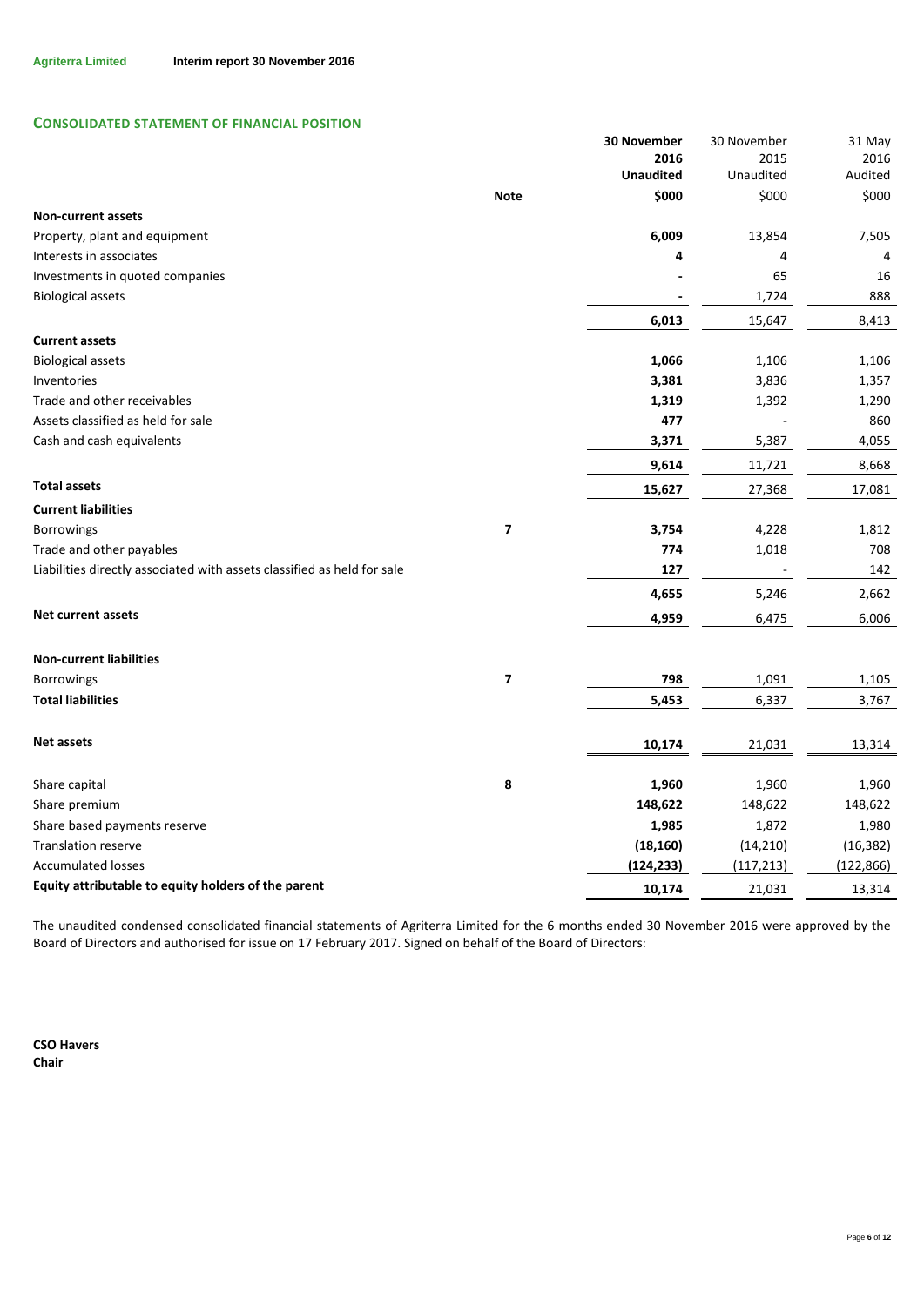## CONSOLIDATED STATEMENT OF FINANCIAL POSITION

| | Note | **30 November 2016 Unaudited** | 30 November 2015 Unaudited | 31 May 2016 Audited |
|---|---|---|---|---|
| | | **\$000** | \$000 | \$000 |
| **Non-current assets** | | | | |
| Property, plant and equipment | | **6,009** | 13,854 | 7,505 |
| Interests in associates | | **4** | 4 | 4 |
| Investments in quoted companies | | **-** | 65 | 16 |
| Biological assets | | **-** | 1,724 | 888 |
| | | **6,013** | 15,647 | 8,413 |
| **Current assets** | | | | |
| Biological assets | | **1,066** | 1,106 | 1,106 |
| Inventories | | **3,381** | 3,836 | 1,357 |
| Trade and other receivables | | **1,319** | 1,392 | 1,290 |
| Assets classified as held for sale | | **477** | - | 860 |
| Cash and cash equivalents | | **3,371** | 5,387 | 4,055 |
| | | **9,614** | 11,721 | 8,668 |
| **Total assets** | | **15,627** | 27,368 | 17,081 |
| **Current liabilities** | | | | |
| Borrowings | 7 | **3,754** | 4,228 | 1,812 |
| Trade and other payables | | **774** | 1,018 | 708 |
| Liabilities directly associated with assets classified as held for sale | | **127** | - | 142 |
| | | **4,655** | 5,246 | 2,662 |
| **Net current assets** | | **4,959** | 6,475 | 6,006 |
| **Non-current liabilities** | | | | |
| Borrowings | 7 | **798** | 1,091 | 1,105 |
| **Total liabilities** | | **5,453** | 6,337 | 3,767 |
| **Net assets** | | **10,174** | 21,031 | 13,314 |
| Share capital | 8 | **1,960** | 1,960 | 1,960 |
| Share premium | | **148,622** | 148,622 | 148,622 |
| Share based payments reserve | | **1,985** | 1,872 | 1,980 |
| Translation reserve | | **(18,160)** | (14,210) | (16,382) |
| Accumulated losses | | **(124,233)** | (117,213) | (122,866) |
| **Equity attributable to equity holders of the parent** | | **10,174** | 21,031 | 13,314 |

The unaudited condensed consolidated financial statements of Agriterra Limited for the 6 months ended 30 November 2016 were approved by the Board of Directors and authorised for issue on 17 February 2017. Signed on behalf of the Board of Directors:

**CSO Havers**
**Chair**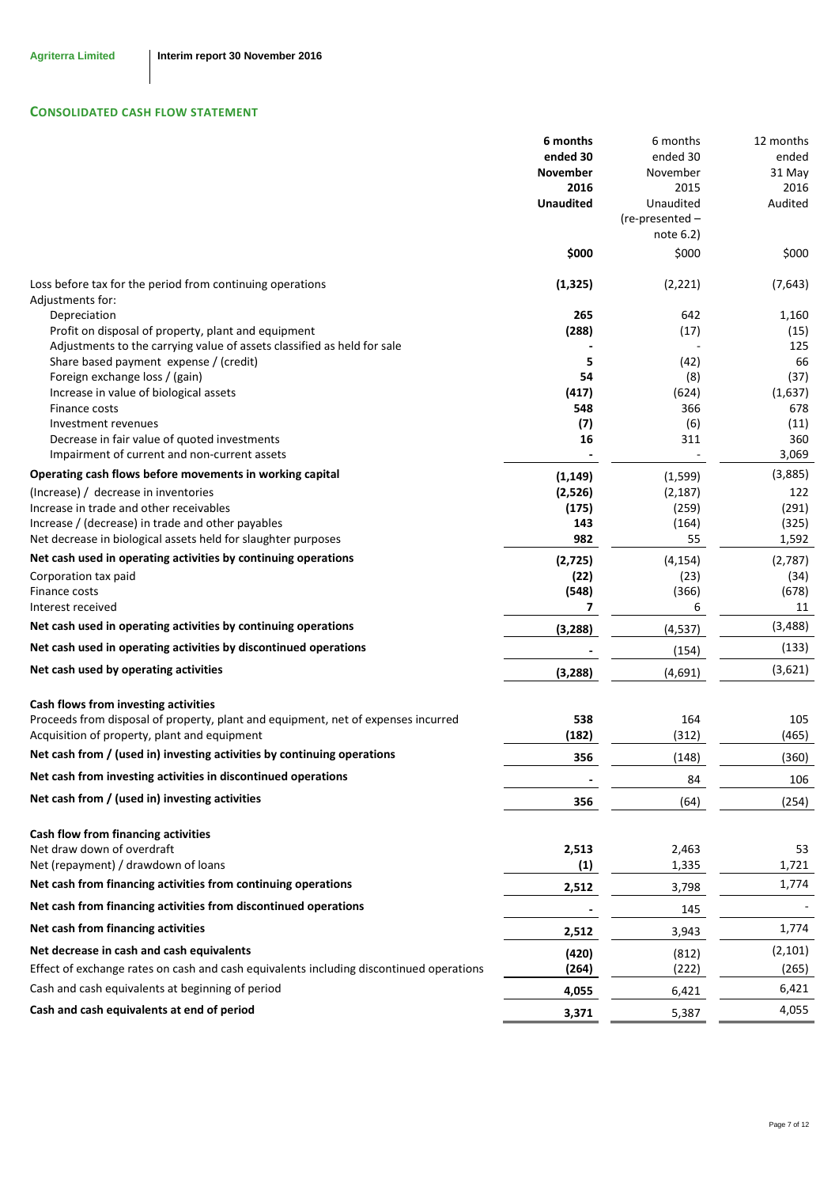## CONSOLIDATED CASH FLOW STATEMENT

| | **6 months ended 30 November 2016 Unaudited** | 6 months ended 30 November 2015 Unaudited (re-presented – note 6.2) | 12 months ended 31 May 2016 Audited |
|---|---|---|---|
| | **$000** | $000 | $000 |
| Loss before tax for the period from continuing operations | **(1,325)** | (2,221) | (7,643) |
| Adjustments for: | | | |
| Depreciation | **265** | 642 | 1,160 |
| Profit on disposal of property, plant and equipment | **(288)** | (17) | (15) |
| Adjustments to the carrying value of assets classified as held for sale | **-** | - | 125 |
| Share based payment expense / (credit) | **5** | (42) | 66 |
| Foreign exchange loss / (gain) | **54** | (8) | (37) |
| Increase in value of biological assets | **(417)** | (624) | (1,637) |
| Finance costs | **548** | 366 | 678 |
| Investment revenues | **(7)** | (6) | (11) |
| Decrease in fair value of quoted investments | **16** | 311 | 360 |
| Impairment of current and non-current assets | **-** | - | 3,069 |
| **Operating cash flows before movements in working capital** | **(1,149)** | (1,599) | (3,885) |
| (Increase) / decrease in inventories | **(2,526)** | (2,187) | 122 |
| Increase in trade and other receivables | **(175)** | (259) | (291) |
| Increase / (decrease) in trade and other payables | **143** | (164) | (325) |
| Net decrease in biological assets held for slaughter purposes | **982** | 55 | 1,592 |
| **Net cash used in operating activities by continuing operations** | **(2,725)** | (4,154) | (2,787) |
| Corporation tax paid | **(22)** | (23) | (34) |
| Finance costs | **(548)** | (366) | (678) |
| Interest received | **7** | 6 | 11 |
| **Net cash used in operating activities by continuing operations** | **(3,288)** | (4,537) | (3,488) |
| **Net cash used in operating activities by discontinued operations** | **-** | (154) | (133) |
| **Net cash used by operating activities** | **(3,288)** | (4,691) | (3,621) |
| | | | |
| **Cash flows from investing activities** | | | |
| Proceeds from disposal of property, plant and equipment, net of expenses incurred | **538** | 164 | 105 |
| Acquisition of property, plant and equipment | **(182)** | (312) | (465) |
| **Net cash from / (used in) investing activities by continuing operations** | **356** | (148) | (360) |
| **Net cash from investing activities in discontinued operations** | **-** | 84 | 106 |
| **Net cash from / (used in) investing activities** | **356** | (64) | (254) |
| | | | |
| **Cash flow from financing activities** | | | |
| Net draw down of overdraft | **2,513** | 2,463 | 53 |
| Net (repayment) / drawdown of loans | **(1)** | 1,335 | 1,721 |
| **Net cash from financing activities from continuing operations** | **2,512** | 3,798 | 1,774 |
| **Net cash from financing activities from discontinued operations** | **-** | 145 | - |
| **Net cash from financing activities** | **2,512** | 3,943 | 1,774 |
| **Net decrease in cash and cash equivalents** | **(420)** | (812) | (2,101) |
| Effect of exchange rates on cash and cash equivalents including discontinued operations | **(264)** | (222) | (265) |
| Cash and cash equivalents at beginning of period | **4,055** | 6,421 | 6,421 |
| **Cash and cash equivalents at end of period** | **3,371** | 5,387 | 4,055 |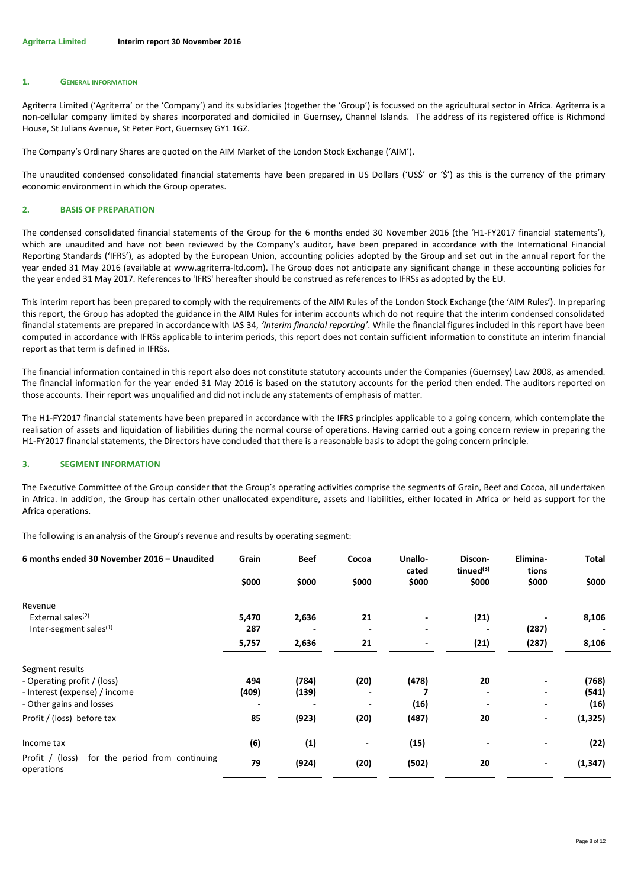## 1. GENERAL INFORMATION

Agriterra Limited ('Agriterra' or the 'Company') and its subsidiaries (together the 'Group') is focussed on the agricultural sector in Africa. Agriterra is a non-cellular company limited by shares incorporated and domiciled in Guernsey, Channel Islands. The address of its registered office is Richmond House, St Julians Avenue, St Peter Port, Guernsey GY1 1GZ.

The Company's Ordinary Shares are quoted on the AIM Market of the London Stock Exchange ('AIM').

The unaudited condensed consolidated financial statements have been prepared in US Dollars ('US$' or '$') as this is the currency of the primary economic environment in which the Group operates.

## 2. BASIS OF PREPARATION

The condensed consolidated financial statements of the Group for the 6 months ended 30 November 2016 (the 'H1-FY2017 financial statements'), which are unaudited and have not been reviewed by the Company's auditor, have been prepared in accordance with the International Financial Reporting Standards ('IFRS'), as adopted by the European Union, accounting policies adopted by the Group and set out in the annual report for the year ended 31 May 2016 (available at www.agriterra-ltd.com). The Group does not anticipate any significant change in these accounting policies for the year ended 31 May 2017. References to 'IFRS' hereafter should be construed as references to IFRSs as adopted by the EU.

This interim report has been prepared to comply with the requirements of the AIM Rules of the London Stock Exchange (the 'AIM Rules'). In preparing this report, the Group has adopted the guidance in the AIM Rules for interim accounts which do not require that the interim condensed consolidated financial statements are prepared in accordance with IAS 34, *'Interim financial reporting'*. While the financial figures included in this report have been computed in accordance with IFRSs applicable to interim periods, this report does not contain sufficient information to constitute an interim financial report as that term is defined in IFRSs.

The financial information contained in this report also does not constitute statutory accounts under the Companies (Guernsey) Law 2008, as amended. The financial information for the year ended 31 May 2016 is based on the statutory accounts for the period then ended. The auditors reported on those accounts. Their report was unqualified and did not include any statements of emphasis of matter.

The H1-FY2017 financial statements have been prepared in accordance with the IFRS principles applicable to a going concern, which contemplate the realisation of assets and liquidation of liabilities during the normal course of operations. Having carried out a going concern review in preparing the H1-FY2017 financial statements, the Directors have concluded that there is a reasonable basis to adopt the going concern principle.

## 3. SEGMENT INFORMATION

The Executive Committee of the Group consider that the Group's operating activities comprise the segments of Grain, Beef and Cocoa, all undertaken in Africa. In addition, the Group has certain other unallocated expenditure, assets and liabilities, either located in Africa or held as support for the Africa operations.

The following is an analysis of the Group's revenue and results by operating segment:

| 6 months ended 30 November 2016 – Unaudited | Grain | Beef | Cocoa | Unallocated | Discontinued[3] | Eliminations | Total |
|---|---|---|---|---|---|---|---|
| | $000 | $000 | $000 | $000 | $000 | $000 | $000 |
| **Revenue** | | | | | | | |
| External sales[2] | 5,470 | 2,636 | 21 | - | (21) | - | 8,106 |
| Inter-segment sales[1] | 287 | - | - | - | - | (287) | - |
| | 5,757 | 2,636 | 21 | - | (21) | (287) | 8,106 |
| **Segment results** | | | | | | | |
| - Operating profit / (loss) | 494 | (784) | (20) | (478) | 20 | - | (768) |
| - Interest (expense) / income | (409) | (139) | - | 7 | - | - | (541) |
| - Other gains and losses | - | - | - | (16) | - | - | (16) |
| Profit / (loss) before tax | 85 | (923) | (20) | (487) | 20 | - | (1,325) |
| Income tax | (6) | (1) | - | (15) | - | - | (22) |
| Profit / (loss) for the period from continuing operations | 79 | (924) | (20) | (502) | 20 | - | (1,347) |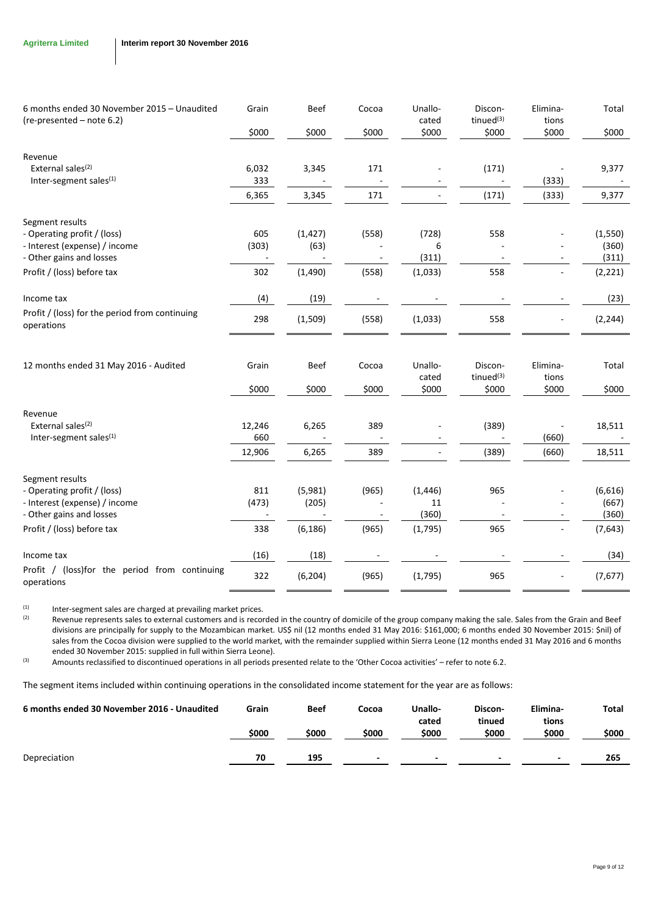| 6 months ended 30 November 2015 – Unaudited (re-presented – note 6.2) | Grain | Beef | Cocoa | Unallo-cated | Discon-tinued[(3)] | Elimina-tions | Total |
|---|---|---|---|---|---|---|---|
| | $000 | $000 | $000 | $000 | $000 | $000 | $000 |
| Revenue | | | | | | | |
| External sales[(2)] | 6,032 | 3,345 | 171 | - | (171) | - | 9,377 |
| Inter-segment sales[(1)] | 333 | - | - | - | - | (333) | - |
| | 6,365 | 3,345 | 171 | - | (171) | (333) | 9,377 |
| Segment results | | | | | | | |
| - Operating profit / (loss) | 605 | (1,427) | (558) | (728) | 558 | - | (1,550) |
| - Interest (expense) / income | (303) | (63) | - | 6 | - | - | (360) |
| - Other gains and losses | - | - | - | (311) | - | - | (311) |
| Profit / (loss) before tax | 302 | (1,490) | (558) | (1,033) | 558 | - | (2,221) |
| Income tax | (4) | (19) | - | - | - | - | (23) |
| Profit / (loss) for the period from continuing operations | 298 | (1,509) | (558) | (1,033) | 558 | - | (2,244) |

| 12 months ended 31 May 2016 - Audited | Grain | Beef | Cocoa | Unallo-cated | Discon-tinued[(3)] | Elimina-tions | Total |
|---|---|---|---|---|---|---|---|
| | $000 | $000 | $000 | $000 | $000 | $000 | $000 |
| Revenue | | | | | | | |
| External sales[(2)] | 12,246 | 6,265 | 389 | - | (389) | - | 18,511 |
| Inter-segment sales[(1)] | 660 | - | - | - | - | (660) | - |
| | 12,906 | 6,265 | 389 | - | (389) | (660) | 18,511 |
| Segment results | | | | | | | |
| - Operating profit / (loss) | 811 | (5,981) | (965) | (1,446) | 965 | - | (6,616) |
| - Interest (expense) / income | (473) | (205) | - | 11 | - | - | (667) |
| - Other gains and losses | - | - | - | (360) | - | - | (360) |
| Profit / (loss) before tax | 338 | (6,186) | (965) | (1,795) | 965 | - | (7,643) |
| Income tax | (16) | (18) | - | - | - | - | (34) |
| Profit / (loss)for the period from continuing operations | 322 | (6,204) | (965) | (1,795) | 965 | - | (7,677) |

[(1)] Inter-segment sales are charged at prevailing market prices.

[(2)] Revenue represents sales to external customers and is recorded in the country of domicile of the group company making the sale. Sales from the Grain and Beef divisions are principally for supply to the Mozambican market. US$ nil (12 months ended 31 May 2016: $161,000; 6 months ended 30 November 2015: $nil) of sales from the Cocoa division were supplied to the world market, with the remainder supplied within Sierra Leone (12 months ended 31 May 2016 and 6 months ended 30 November 2015: supplied in full within Sierra Leone).

[(3)] Amounts reclassified to discontinued operations in all periods presented relate to the 'Other Cocoa activities' – refer to note 6.2.

The segment items included within continuing operations in the consolidated income statement for the year are as follows:

| **6 months ended 30 November 2016 - Unaudited** | **Grain** | **Beef** | **Cocoa** | **Unallo-cated** | **Discon-tinued** | **Elimina-tions** | **Total** |
|---|---|---|---|---|---|---|---|
| | **$000** | **$000** | **$000** | **$000** | **$000** | **$000** | **$000** |
| Depreciation | **70** | **195** | **-** | **-** | **-** | **-** | **265** |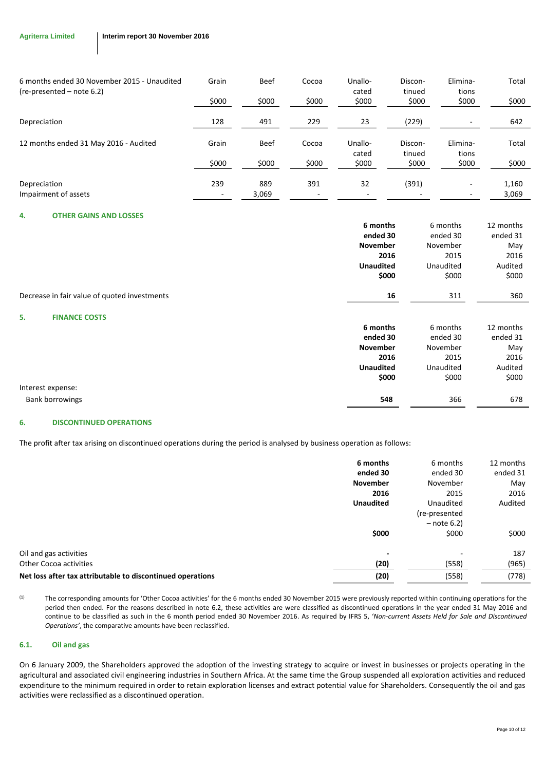| 6 months ended 30 November 2015 - Unaudited (re-presented – note 6.2) | Grain | Beef | Cocoa | Unallocated | Discontinued | Eliminations | Total |
|---|---|---|---|---|---|---|---|
| | $000 | $000 | $000 | $000 | $000 | $000 | $000 |
| Depreciation | 128 | 491 | 229 | 23 | (229) | - | 642 |

| 12 months ended 31 May 2016 - Audited | Grain | Beef | Cocoa | Unallocated | Discontinued | Eliminations | Total |
|---|---|---|---|---|---|---|---|
| | $000 | $000 | $000 | $000 | $000 | $000 | $000 |
| Depreciation | 239 | 889 | 391 | 32 | (391) | - | 1,160 |
| Impairment of assets | - | 3,069 | - | - | - | - | 3,069 |

## 4. OTHER GAINS AND LOSSES

| | **6 months ended 30 November 2016 Unaudited** | 6 months ended 30 November 2015 Unaudited | 12 months ended 31 May 2016 Audited |
|---|---|---|---|
| | **$000** | $000 | $000 |
| Decrease in fair value of quoted investments | **16** | 311 | 360 |

## 5. FINANCE COSTS

| | **6 months ended 30 November 2016 Unaudited** | 6 months ended 30 November 2015 Unaudited | 12 months ended 31 May 2016 Audited |
|---|---|---|---|
| | **$000** | $000 | $000 |
| Interest expense: | | | |
| Bank borrowings | **548** | 366 | 678 |

## 6. DISCONTINUED OPERATIONS

The profit after tax arising on discontinued operations during the period is analysed by business operation as follows:

| | **6 months ended 30 November 2016 Unaudited** | 6 months ended 30 November 2015 Unaudited (re-presented – note 6.2) | 12 months ended 31 May 2016 Audited |
|---|---|---|---|
| | **$000** | $000 | $000 |
| Oil and gas activities | **-** | - | 187 |
| Other Cocoa activities | **(20)** | (558) | (965) |
| **Net loss after tax attributable to discontinued operations** | **(20)** | (558) | (778) |

(1) The corresponding amounts for 'Other Cocoa activities' for the 6 months ended 30 November 2015 were previously reported within continuing operations for the period then ended. For the reasons described in note 6.2, these activities are were classified as discontinued operations in the year ended 31 May 2016 and continue to be classified as such in the 6 month period ended 30 November 2016. As required by IFRS 5, '*Non-current Assets Held for Sale and Discontinued Operations*', the comparative amounts have been reclassified.

### 6.1. Oil and gas

On 6 January 2009, the Shareholders approved the adoption of the investing strategy to acquire or invest in businesses or projects operating in the agricultural and associated civil engineering industries in Southern Africa. At the same time the Group suspended all exploration activities and reduced expenditure to the minimum required in order to retain exploration licenses and extract potential value for Shareholders. Consequently the oil and gas activities were reclassified as a discontinued operation.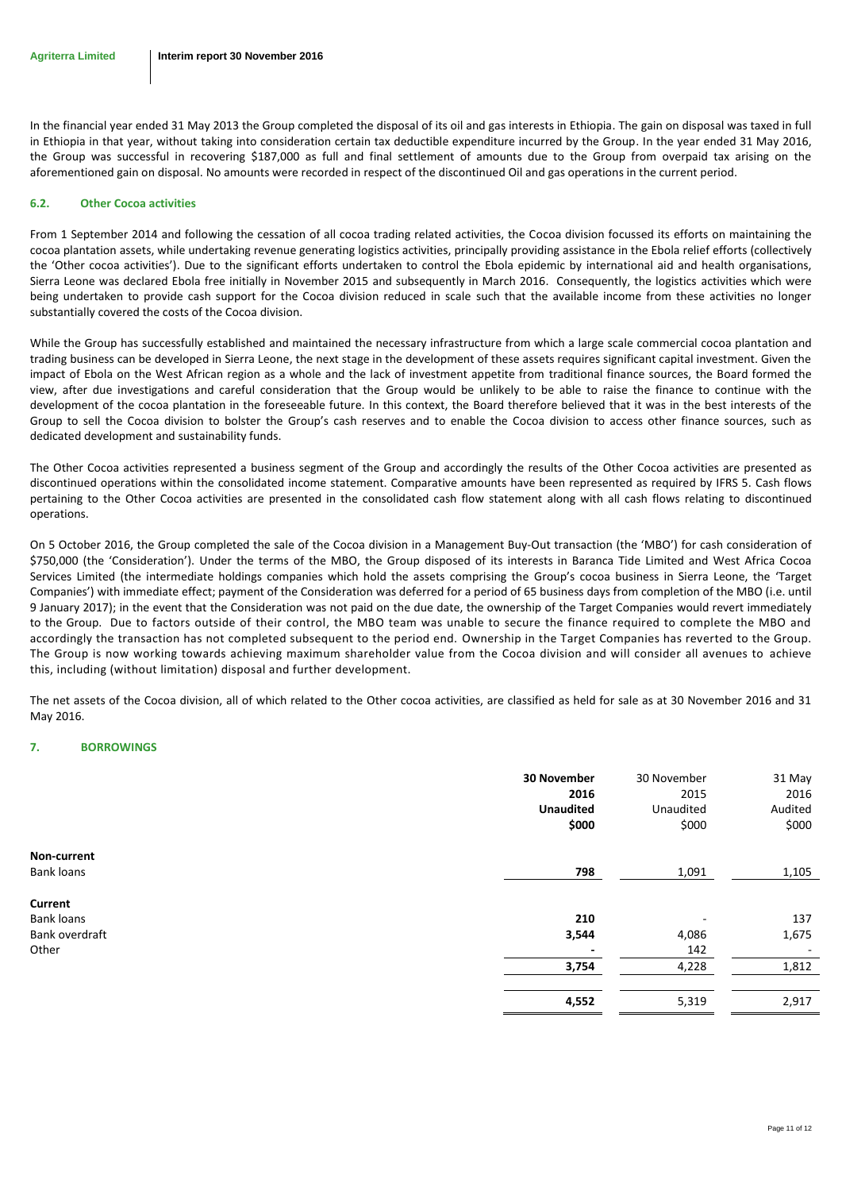In the financial year ended 31 May 2013 the Group completed the disposal of its oil and gas interests in Ethiopia. The gain on disposal was taxed in full in Ethiopia in that year, without taking into consideration certain tax deductible expenditure incurred by the Group. In the year ended 31 May 2016, the Group was successful in recovering $187,000 as full and final settlement of amounts due to the Group from overpaid tax arising on the aforementioned gain on disposal. No amounts were recorded in respect of the discontinued Oil and gas operations in the current period.

### 6.2. Other Cocoa activities

From 1 September 2014 and following the cessation of all cocoa trading related activities, the Cocoa division focussed its efforts on maintaining the cocoa plantation assets, while undertaking revenue generating logistics activities, principally providing assistance in the Ebola relief efforts (collectively the 'Other cocoa activities'). Due to the significant efforts undertaken to control the Ebola epidemic by international aid and health organisations, Sierra Leone was declared Ebola free initially in November 2015 and subsequently in March 2016. Consequently, the logistics activities which were being undertaken to provide cash support for the Cocoa division reduced in scale such that the available income from these activities no longer substantially covered the costs of the Cocoa division.

While the Group has successfully established and maintained the necessary infrastructure from which a large scale commercial cocoa plantation and trading business can be developed in Sierra Leone, the next stage in the development of these assets requires significant capital investment. Given the impact of Ebola on the West African region as a whole and the lack of investment appetite from traditional finance sources, the Board formed the view, after due investigations and careful consideration that the Group would be unlikely to be able to raise the finance to continue with the development of the cocoa plantation in the foreseeable future. In this context, the Board therefore believed that it was in the best interests of the Group to sell the Cocoa division to bolster the Group's cash reserves and to enable the Cocoa division to access other finance sources, such as dedicated development and sustainability funds.

The Other Cocoa activities represented a business segment of the Group and accordingly the results of the Other Cocoa activities are presented as discontinued operations within the consolidated income statement. Comparative amounts have been represented as required by IFRS 5. Cash flows pertaining to the Other Cocoa activities are presented in the consolidated cash flow statement along with all cash flows relating to discontinued operations.

On 5 October 2016, the Group completed the sale of the Cocoa division in a Management Buy-Out transaction (the 'MBO') for cash consideration of $750,000 (the 'Consideration'). Under the terms of the MBO, the Group disposed of its interests in Baranca Tide Limited and West Africa Cocoa Services Limited (the intermediate holdings companies which hold the assets comprising the Group's cocoa business in Sierra Leone, the 'Target Companies') with immediate effect; payment of the Consideration was deferred for a period of 65 business days from completion of the MBO (i.e. until 9 January 2017); in the event that the Consideration was not paid on the due date, the ownership of the Target Companies would revert immediately to the Group. Due to factors outside of their control, the MBO team was unable to secure the finance required to complete the MBO and accordingly the transaction has not completed subsequent to the period end. Ownership in the Target Companies has reverted to the Group. The Group is now working towards achieving maximum shareholder value from the Cocoa division and will consider all avenues to achieve this, including (without limitation) disposal and further development.

The net assets of the Cocoa division, all of which related to the Other cocoa activities, are classified as held for sale as at 30 November 2016 and 31 May 2016.

## 7. BORROWINGS

| | **30 November 2016 Unaudited $000** | 30 November 2015 Unaudited $000 | 31 May 2016 Audited $000 |
|---|---|---|---|
| **Non-current** | | | |
| Bank loans | **798** | 1,091 | 1,105 |
| **Current** | | | |
| Bank loans | **210** | - | 137 |
| Bank overdraft | **3,544** | 4,086 | 1,675 |
| Other | **-** | 142 | - |
| | **3,754** | 4,228 | 1,812 |
| | **4,552** | 5,319 | 2,917 |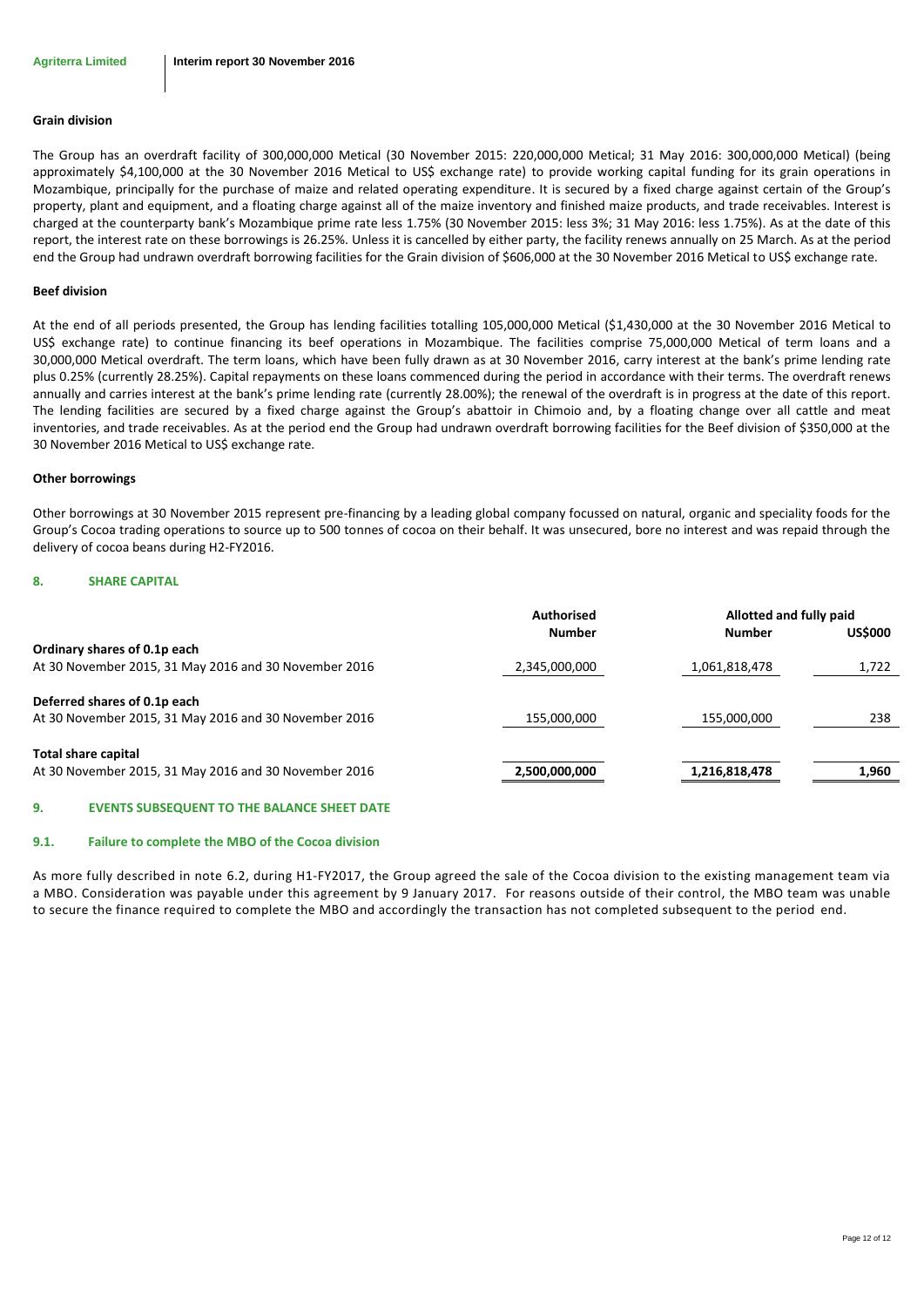**Grain division**

The Group has an overdraft facility of 300,000,000 Metical (30 November 2015: 220,000,000 Metical; 31 May 2016: 300,000,000 Metical) (being approximately $4,100,000 at the 30 November 2016 Metical to US$ exchange rate) to provide working capital funding for its grain operations in Mozambique, principally for the purchase of maize and related operating expenditure. It is secured by a fixed charge against certain of the Group's property, plant and equipment, and a floating charge against all of the maize inventory and finished maize products, and trade receivables. Interest is charged at the counterparty bank's Mozambique prime rate less 1.75% (30 November 2015: less 3%; 31 May 2016: less 1.75%). As at the date of this report, the interest rate on these borrowings is 26.25%. Unless it is cancelled by either party, the facility renews annually on 25 March. As at the period end the Group had undrawn overdraft borrowing facilities for the Grain division of $606,000 at the 30 November 2016 Metical to US$ exchange rate.

**Beef division**

At the end of all periods presented, the Group has lending facilities totalling 105,000,000 Metical ($1,430,000 at the 30 November 2016 Metical to US$ exchange rate) to continue financing its beef operations in Mozambique. The facilities comprise 75,000,000 Metical of term loans and a 30,000,000 Metical overdraft. The term loans, which have been fully drawn as at 30 November 2016, carry interest at the bank's prime lending rate plus 0.25% (currently 28.25%). Capital repayments on these loans commenced during the period in accordance with their terms. The overdraft renews annually and carries interest at the bank's prime lending rate (currently 28.00%); the renewal of the overdraft is in progress at the date of this report. The lending facilities are secured by a fixed charge against the Group's abattoir in Chimoio and, by a floating change over all cattle and meat inventories, and trade receivables. As at the period end the Group had undrawn overdraft borrowing facilities for the Beef division of $350,000 at the 30 November 2016 Metical to US$ exchange rate.

**Other borrowings**

Other borrowings at 30 November 2015 represent pre-financing by a leading global company focussed on natural, organic and speciality foods for the Group's Cocoa trading operations to source up to 500 tonnes of cocoa on their behalf. It was unsecured, bore no interest and was repaid through the delivery of cocoa beans during H2-FY2016.

## 8. SHARE CAPITAL

| | Authorised | Allotted and fully paid | |
|---|---|---|---|
| | Number | Number | US$000 |
| **Ordinary shares of 0.1p each** | | | |
| At 30 November 2015, 31 May 2016 and 30 November 2016 | 2,345,000,000 | 1,061,818,478 | 1,722 |
| **Deferred shares of 0.1p each** | | | |
| At 30 November 2015, 31 May 2016 and 30 November 2016 | 155,000,000 | 155,000,000 | 238 |
| **Total share capital** | | | |
| At 30 November 2015, 31 May 2016 and 30 November 2016 | 2,500,000,000 | 1,216,818,478 | 1,960 |

## 9. EVENTS SUBSEQUENT TO THE BALANCE SHEET DATE

### 9.1. Failure to complete the MBO of the Cocoa division

As more fully described in note 6.2, during H1-FY2017, the Group agreed the sale of the Cocoa division to the existing management team via a MBO. Consideration was payable under this agreement by 9 January 2017. For reasons outside of their control, the MBO team was unable to secure the finance required to complete the MBO and accordingly the transaction has not completed subsequent to the period end.